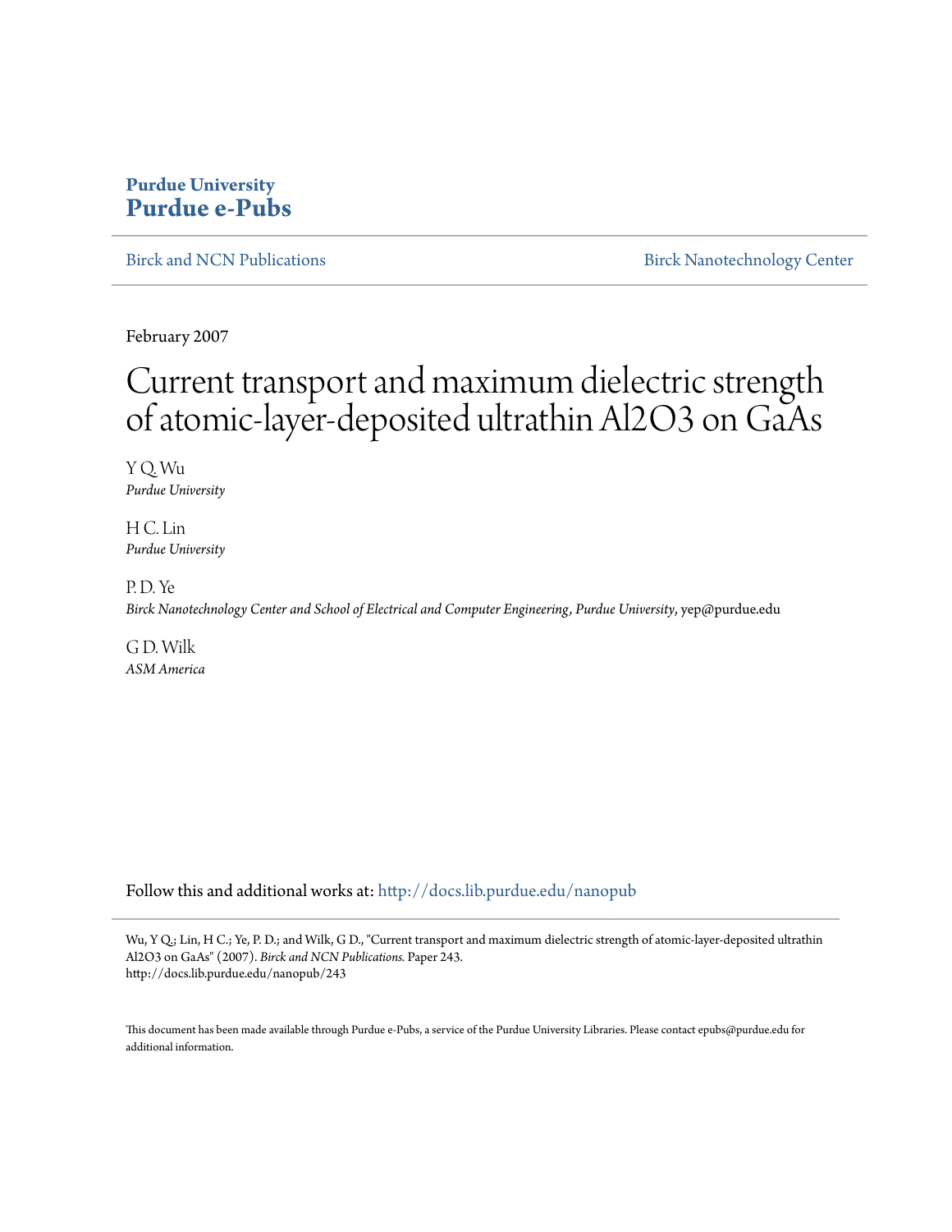**Purdue University**
**Purdue e-Pubs**

Birck and NCN Publications — Birck Nanotechnology Center

February 2007

# Current transport and maximum dielectric strength of atomic-layer-deposited ultrathin Al2O3 on GaAs

Y Q. Wu
*Purdue University*

H C. Lin
*Purdue University*

P. D. Ye
*Birck Nanotechnology Center and School of Electrical and Computer Engineering, Purdue University*, yep@purdue.edu

G D. Wilk
*ASM America*

Follow this and additional works at: http://docs.lib.purdue.edu/nanopub

Wu, Y Q.; Lin, H C.; Ye, P. D.; and Wilk, G D., "Current transport and maximum dielectric strength of atomic-layer-deposited ultrathin Al2O3 on GaAs" (2007). *Birck and NCN Publications.* Paper 243.
http://docs.lib.purdue.edu/nanopub/243

This document has been made available through Purdue e-Pubs, a service of the Purdue University Libraries. Please contact epubs@purdue.edu for additional information.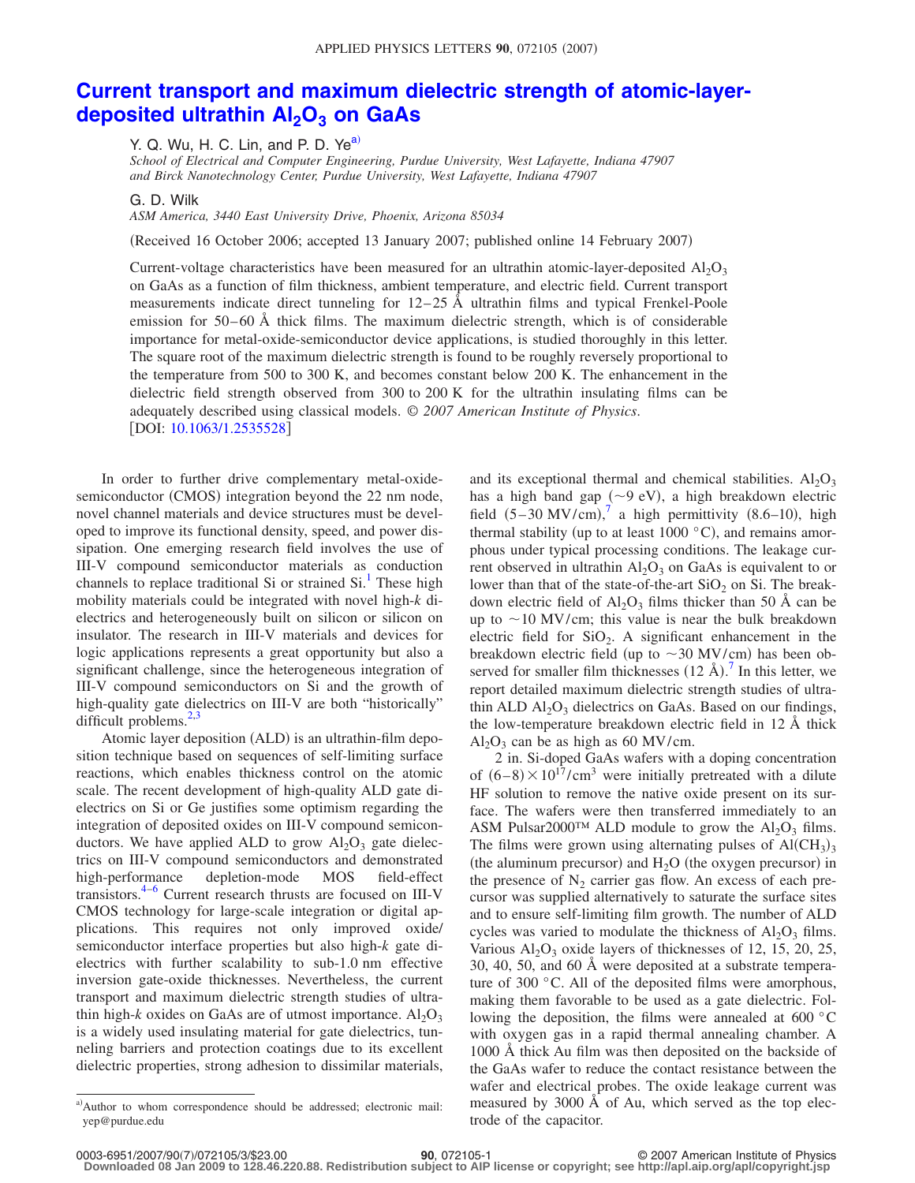# Current transport and maximum dielectric strength of atomic-layer-deposited ultrathin $Al_2O_3$ on GaAs

Y. Q. Wu, H. C. Lin, and P. D. Ye[a)]

*School of Electrical and Computer Engineering, Purdue University, West Lafayette, Indiana 47907 and Birck Nanotechnology Center, Purdue University, West Lafayette, Indiana 47907*

G. D. Wilk

*ASM America, 3440 East University Drive, Phoenix, Arizona 85034*

(Received 16 October 2006; accepted 13 January 2007; published online 14 February 2007)

Current-voltage characteristics have been measured for an ultrathin atomic-layer-deposited $Al_2O_3$ on GaAs as a function of film thickness, ambient temperature, and electric field. Current transport measurements indicate direct tunneling for 12–25 Å ultrathin films and typical Frenkel-Poole emission for 50–60 Å thick films. The maximum dielectric strength, which is of considerable importance for metal-oxide-semiconductor device applications, is studied thoroughly in this letter. The square root of the maximum dielectric strength is found to be roughly reversely proportional to the temperature from 500 to 300 K, and becomes constant below 200 K. The enhancement in the dielectric field strength observed from 300 to 200 K for the ultrathin insulating films can be adequately described using classical models. © *2007 American Institute of Physics*. [DOI: 10.1063/1.2535528]

In order to further drive complementary metal-oxide-semiconductor (CMOS) integration beyond the 22 nm node, novel channel materials and device structures must be developed to improve its functional density, speed, and power dissipation. One emerging research field involves the use of III-V compound semiconductor materials as conduction channels to replace traditional Si or strained Si.[1] These high mobility materials could be integrated with novel high-$k$ dielectrics and heterogeneously built on silicon or silicon on insulator. The research in III-V materials and devices for logic applications represents a great opportunity but also a significant challenge, since the heterogeneous integration of III-V compound semiconductors on Si and the growth of high-quality gate dielectrics on III-V are both "historically" difficult problems.[2,3]

Atomic layer deposition (ALD) is an ultrathin-film deposition technique based on sequences of self-limiting surface reactions, which enables thickness control on the atomic scale. The recent development of high-quality ALD gate dielectrics on Si or Ge justifies some optimism regarding the integration of deposited oxides on III-V compound semiconductors. We have applied ALD to grow $Al_2O_3$ gate dielectrics on III-V compound semiconductors and demonstrated high-performance depletion-mode MOS field-effect transistors.[4–6] Current research thrusts are focused on III-V CMOS technology for large-scale integration or digital applications. This requires not only improved oxide/semiconductor interface properties but also high-$k$ gate dielectrics with further scalability to sub-1.0 nm effective inversion gate-oxide thicknesses. Nevertheless, the current transport and maximum dielectric strength studies of ultrathin high-$k$ oxides on GaAs are of utmost importance. $Al_2O_3$ is a widely used insulating material for gate dielectrics, tunneling barriers and protection coatings due to its excellent dielectric properties, strong adhesion to dissimilar materials, and its exceptional thermal and chemical stabilities. $Al_2O_3$ has a high band gap (~9 eV), a high breakdown electric field (5–30 MV/cm),[7] a high permittivity (8.6–10), high thermal stability (up to at least 1000 °C), and remains amorphous under typical processing conditions. The leakage current observed in ultrathin $Al_2O_3$ on GaAs is equivalent to or lower than that of the state-of-the-art $SiO_2$ on Si. The breakdown electric field of $Al_2O_3$ films thicker than 50 Å can be up to ~10 MV/cm; this value is near the bulk breakdown electric field for $SiO_2$. A significant enhancement in the breakdown electric field (up to ~30 MV/cm) has been observed for smaller film thicknesses (12 Å).[7] In this letter, we report detailed maximum dielectric strength studies of ultrathin ALD $Al_2O_3$ dielectrics on GaAs. Based on our findings, the low-temperature breakdown electric field in 12 Å thick $Al_2O_3$ can be as high as 60 MV/cm.

2 in. Si-doped GaAs wafers with a doping concentration of $(6–8)\times10^{17}/\text{cm}^3$ were initially pretreated with a dilute HF solution to remove the native oxide present on its surface. The wafers were then transferred immediately to an ASM Pulsar2000™ ALD module to grow the $Al_2O_3$ films. The films were grown using alternating pulses of $Al(CH_3)_3$ (the aluminum precursor) and $H_2O$ (the oxygen precursor) in the presence of $N_2$ carrier gas flow. An excess of each precursor was supplied alternatively to saturate the surface sites and to ensure self-limiting film growth. The number of ALD cycles was varied to modulate the thickness of $Al_2O_3$ films. Various $Al_2O_3$ oxide layers of thicknesses of 12, 15, 20, 25, 30, 40, 50, and 60 Å were deposited at a substrate temperature of 300 °C. All of the deposited films were amorphous, making them favorable to be used as a gate dielectric. Following the deposition, the films were annealed at 600 °C with oxygen gas in a rapid thermal annealing chamber. A 1000 Å thick Au film was then deposited on the backside of the GaAs wafer to reduce the contact resistance between the wafer and electrical probes. The oxide leakage current was measured by 3000 Å of Au, which served as the top electrode of the capacitor.

[a)]Author to whom correspondence should be addressed; electronic mail: yep@purdue.edu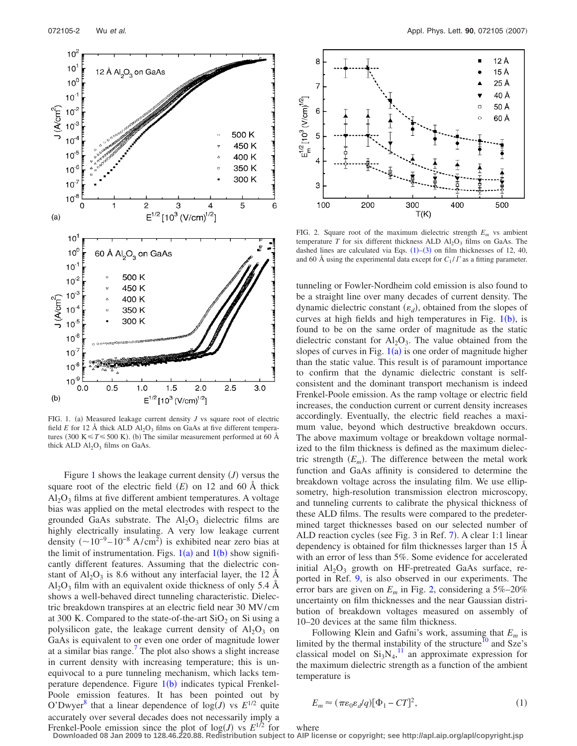FIG. 1. (a) Measured leakage current density $J$ vs square root of electric field $E$ for 12 Å thick ALD $Al_2O_3$ films on GaAs at five different temperatures ($300\ K \leq T \leq 500\ K$). (b) The similar measurement performed at 60 Å thick ALD $Al_2O_3$ films on GaAs.

FIG. 2. Square root of the maximum dielectric strength $E_m$ vs ambient temperature $T$ for six different thickness ALD $Al_2O_3$ films on GaAs. The dashed lines are calculated via Eqs. (1)–(3) on film thicknesses of 12, 40, and 60 Å using the experimental data except for $C_1/\Gamma$ as a fitting parameter.

Figure 1 shows the leakage current density ($J$) versus the square root of the electric field ($E$) on 12 and 60 Å thick $Al_2O_3$ films at five different ambient temperatures. A voltage bias was applied on the metal electrodes with respect to the grounded GaAs substrate. The $Al_2O_3$ dielectric films are highly electrically insulating. A very low leakage current density ($\sim 10^{-9}$–$10^{-8}$ A/cm$^2$) is exhibited near zero bias at the limit of instrumentation. Figs. 1(a) and 1(b) show significantly different features. Assuming that the dielectric constant of $Al_2O_3$ is 8.6 without any interfacial layer, the 12 Å $Al_2O_3$ film with an equivalent oxide thickness of only 5.4 Å shows a well-behaved direct tunneling characteristic. Dielectric breakdown transpires at an electric field near 30 MV/cm at 300 K. Compared to the state-of-the-art $SiO_2$ on Si using a polysilicon gate, the leakage current density of $Al_2O_3$ on GaAs is equivalent to or even one order of magnitude lower at a similar bias range.[7] The plot also shows a slight increase in current density with increasing temperature; this is unequivocal to a pure tunneling mechanism, which lacks temperature dependence. Figure 1(b) indicates typical Frenkel-Poole emission features. It has been pointed out by O'Dwyer[8] that a linear dependence of log($J$) vs $E^{1/2}$ quite accurately over several decades does not necessarily imply a Frenkel-Poole emission since the plot of log($J$) vs $E^{1/2}$ for tunneling or Fowler-Nordheim cold emission is also found to be a straight line over many decades of current density. The dynamic dielectric constant ($\varepsilon_d$), obtained from the slopes of curves at high fields and high temperatures in Fig. 1(b), is found to be on the same order of magnitude as the static dielectric constant for $Al_2O_3$. The value obtained from the slopes of curves in Fig. 1(a) is one order of magnitude higher than the static value. This result is of paramount importance to confirm that the dynamic dielectric constant is self-consistent and the dominant transport mechanism is indeed Frenkel-Poole emission. As the ramp voltage or electric field increases, the conduction current or current density increases accordingly. Eventually, the electric field reaches a maximum value, beyond which destructive breakdown occurs. The above maximum voltage or breakdown voltage normalized to the film thickness is defined as the maximum dielectric strength ($E_m$). The difference between the metal work function and GaAs affinity is considered to determine the breakdown voltage across the insulating film. We use ellipsometry, high-resolution transmission electron microscopy, and tunneling currents to calibrate the physical thickness of these ALD films. The results were compared to the predetermined target thicknesses based on our selected number of ALD reaction cycles (see Fig. 3 in Ref. 7). A clear 1:1 linear dependency is obtained for film thicknesses larger than 15 Å with an error of less than 5%. Some evidence for accelerated initial $Al_2O_3$ growth on HF-pretreated GaAs surface, reported in Ref. 9, is also observed in our experiments. The error bars are given on $E_m$ in Fig. 2, considering a 5%–20% uncertainty on film thicknesses and the near Gaussian distribution of breakdown voltages measured on assembly of 10–20 devices at the same film thickness.

Following Klein and Gafni's work, assuming that $E_m$ is limited by the thermal instability of the structure[10] and Sze's classical model on $Si_3N_4$,[11] an approximate expression for the maximum dielectric strength as a function of the ambient temperature is

$$E_m \approx (\pi \varepsilon_0 \varepsilon_d / q)[\Phi_1 - CT]^2, \tag{1}$$

where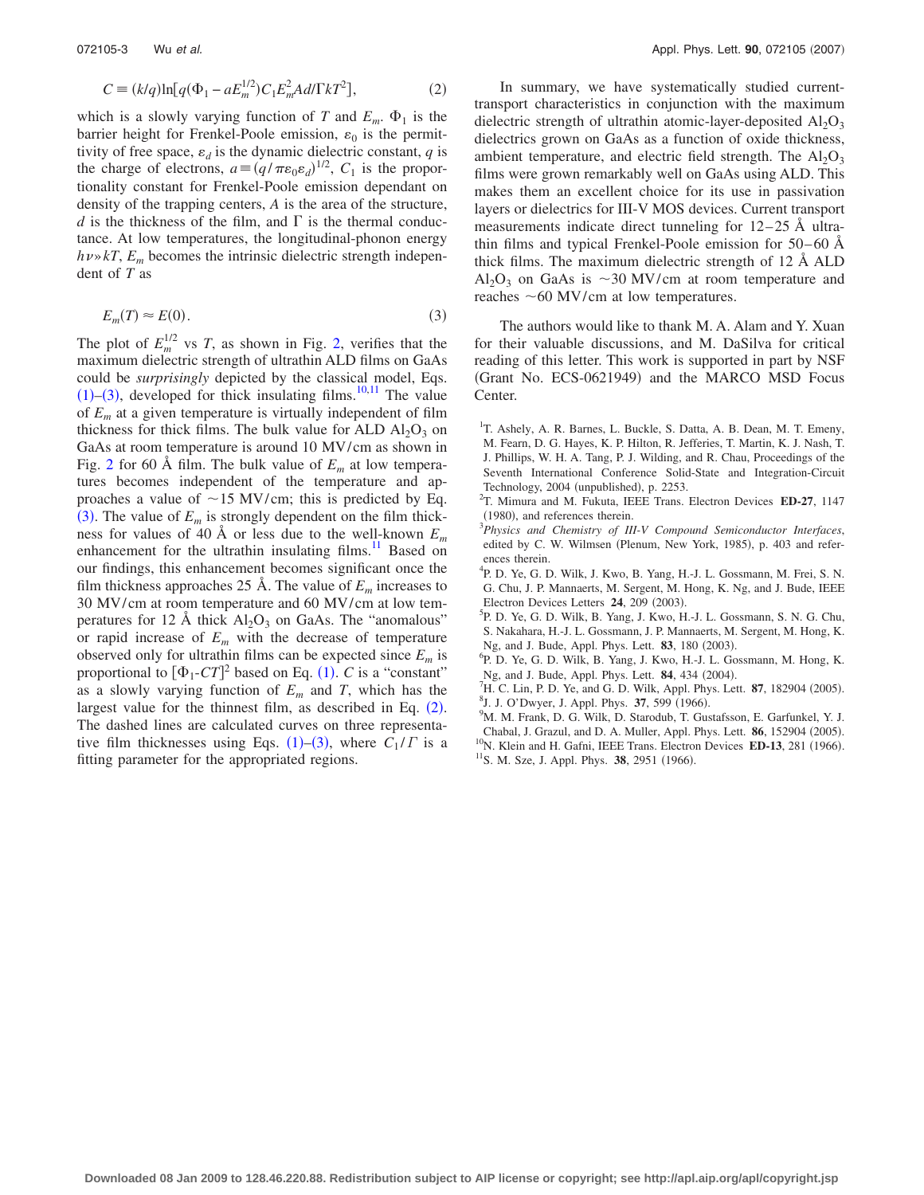$$C \equiv (k/q)\ln[q(\Phi_1 - aE_m^{1/2})C_1 E_m^2 Ad/\Gamma kT^2], \tag{2}$$

which is a slowly varying function of $T$ and $E_m$. $\Phi_1$ is the barrier height for Frenkel-Poole emission, $\varepsilon_0$ is the permittivity of free space, $\varepsilon_d$ is the dynamic dielectric constant, $q$ is the charge of electrons, $a \equiv (q/\pi\varepsilon_0\varepsilon_d)^{1/2}$, $C_1$ is the proportionality constant for Frenkel-Poole emission dependant on density of the trapping centers, $A$ is the area of the structure, $d$ is the thickness of the film, and $\Gamma$ is the thermal conductance. At low temperatures, the longitudinal-phonon energy $h\nu \gg kT$, $E_m$ becomes the intrinsic dielectric strength independent of $T$ as

$$E_m(T) \approx E(0). \tag{3}$$

The plot of $E_m^{1/2}$ vs $T$, as shown in Fig. 2, verifies that the maximum dielectric strength of ultrathin ALD films on GaAs could be *surprisingly* depicted by the classical model, Eqs. (1)–(3), developed for thick insulating films.[10,11] The value of $E_m$ at a given temperature is virtually independent of film thickness for thick films. The bulk value for ALD $Al_2O_3$ on GaAs at room temperature is around 10 MV/cm as shown in Fig. 2 for 60 Å film. The bulk value of $E_m$ at low temperatures becomes independent of the temperature and approaches a value of ~15 MV/cm; this is predicted by Eq. (3). The value of $E_m$ is strongly dependent on the film thickness for values of 40 Å or less due to the well-known $E_m$ enhancement for the ultrathin insulating films.[11] Based on our findings, this enhancement becomes significant once the film thickness approaches 25 Å. The value of $E_m$ increases to 30 MV/cm at room temperature and 60 MV/cm at low temperatures for 12 Å thick $Al_2O_3$ on GaAs. The "anomalous" or rapid increase of $E_m$ with the decrease of temperature observed only for ultrathin films can be expected since $E_m$ is proportional to $[\Phi_1\text{-}CT]^2$ based on Eq. (1). $C$ is a "constant" as a slowly varying function of $E_m$ and $T$, which has the largest value for the thinnest film, as described in Eq. (2). The dashed lines are calculated curves on three representative film thicknesses using Eqs. (1)–(3), where $C_1/\Gamma$ is a fitting parameter for the appropriated regions.

In summary, we have systematically studied current-transport characteristics in conjunction with the maximum dielectric strength of ultrathin atomic-layer-deposited $Al_2O_3$ dielectrics grown on GaAs as a function of oxide thickness, ambient temperature, and electric field strength. The $Al_2O_3$ films were grown remarkably well on GaAs using ALD. This makes them an excellent choice for its use in passivation layers or dielectrics for III-V MOS devices. Current transport measurements indicate direct tunneling for 12–25 Å ultrathin films and typical Frenkel-Poole emission for 50–60 Å thick films. The maximum dielectric strength of 12 Å ALD $Al_2O_3$ on GaAs is ~30 MV/cm at room temperature and reaches ~60 MV/cm at low temperatures.

The authors would like to thank M. A. Alam and Y. Xuan for their valuable discussions, and M. DaSilva for critical reading of this letter. This work is supported in part by NSF (Grant No. ECS-0621949) and the MARCO MSD Focus Center.

[1] T. Ashely, A. R. Barnes, L. Buckle, S. Datta, A. B. Dean, M. T. Emeny, M. Fearn, D. G. Hayes, K. P. Hilton, R. Jefferies, T. Martin, K. J. Nash, T. J. Phillips, W. H. A. Tang, P. J. Wilding, and R. Chau, Proceedings of the Seventh International Conference Solid-State and Integration-Circuit Technology, 2004 (unpublished), p. 2253.

[2] T. Mimura and M. Fukuta, IEEE Trans. Electron Devices **ED-27**, 1147 (1980), and references therein.

[3] *Physics and Chemistry of III-V Compound Semiconductor Interfaces*, edited by C. W. Wilmsen (Plenum, New York, 1985), p. 403 and references therein.

[4] P. D. Ye, G. D. Wilk, J. Kwo, B. Yang, H.-J. L. Gossmann, M. Frei, S. N. G. Chu, J. P. Mannaerts, M. Sergent, M. Hong, K. Ng, and J. Bude, IEEE Electron Devices Letters **24**, 209 (2003).

[5] P. D. Ye, G. D. Wilk, B. Yang, J. Kwo, H.-J. L. Gossmann, S. N. G. Chu, S. Nakahara, H.-J. L. Gossmann, J. P. Mannaerts, M. Sergent, M. Hong, K. Ng, and J. Bude, Appl. Phys. Lett. **83**, 180 (2003).

[6] P. D. Ye, G. D. Wilk, B. Yang, J. Kwo, H.-J. L. Gossmann, M. Hong, K. Ng, and J. Bude, Appl. Phys. Lett. **84**, 434 (2004).

[7] H. C. Lin, P. D. Ye, and G. D. Wilk, Appl. Phys. Lett. **87**, 182904 (2005).

[8] J. J. O'Dwyer, J. Appl. Phys. **37**, 599 (1966).

[9] M. M. Frank, D. G. Wilk, D. Starodub, T. Gustafsson, E. Garfunkel, Y. J. Chabal, J. Grazul, and D. A. Muller, Appl. Phys. Lett. **86**, 152904 (2005).

[10] N. Klein and H. Gafni, IEEE Trans. Electron Devices **ED-13**, 281 (1966).

[11] S. M. Sze, J. Appl. Phys. **38**, 2951 (1966).